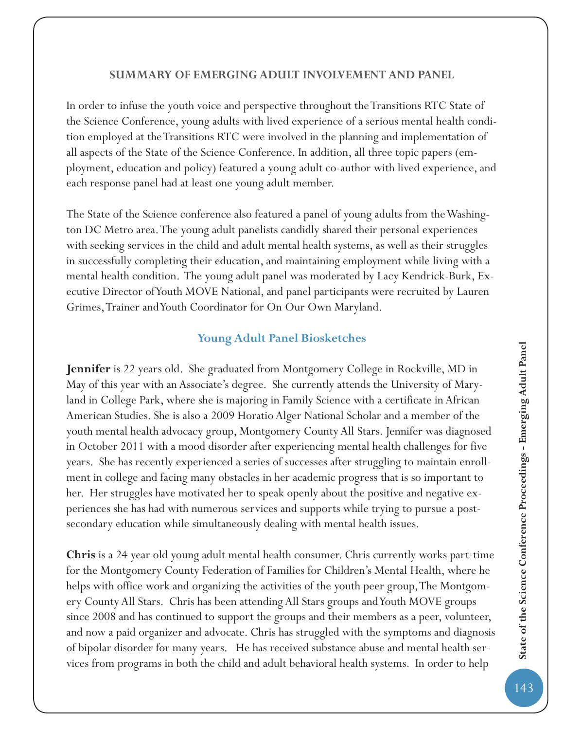## SUMMARY OF EMERGING ADULT INVOLVEMENT AND PANEL

In order to infuse the youth voice and perspective throughout the Transitions RTC State of the Science Conference, young adults with lived experience of a serious mental health condition employed at the Transitions RTC were involved in the planning and implementation of all aspects of the State of the Science Conference. In addition, all three topic papers (employment, education and policy) featured a young adult co-author with lived experience, and each response panel had at least one young adult member.

The State of the Science conference also featured a panel of young adults from the Washington DC Metro area. The young adult panelists candidly shared their personal experiences with seeking services in the child and adult mental health systems, as well as their struggles in successfully completing their education, and maintaining employment while living with a mental health condition. The young adult panel was moderated by Lacy Kendrick-Burk, Executive Director of Youth MOVE National, and panel participants were recruited by Lauren Grimes, Trainer and Youth Coordinator for On Our Own Maryland.

### Young Adult Panel Biosketches

**Jennifer** is 22 years old. She graduated from Montgomery College in Rockville, MD in May of this year with an Associate's degree. She currently attends the University of Maryland in College Park, where she is majoring in Family Science with a certificate in African American Studies. She is also a 2009 Horatio Alger National Scholar and a member of the youth mental health advocacy group, Montgomery County All Stars. Jennifer was diagnosed in October 2011 with a mood disorder after experiencing mental health challenges for five years. She has recently experienced a series of successes after struggling to maintain enrollment in college and facing many obstacles in her academic progress that is so important to her. Her struggles have motivated her to speak openly about the positive and negative experiences she has had with numerous services and supports while trying to pursue a post-secondary education while simultaneously dealing with mental health issues.

**Chris** is a 24 year old young adult mental health consumer. Chris currently works part-time for the Montgomery County Federation of Families for Children's Mental Health, where he helps with office work and organizing the activities of the youth peer group, The Montgomery County All Stars. Chris has been attending All Stars groups and Youth MOVE groups since 2008 and has continued to support the groups and their members as a peer, volunteer, and now a paid organizer and advocate. Chris has struggled with the symptoms and diagnosis of bipolar disorder for many years. He has received substance abuse and mental health services from programs in both the child and adult behavioral health systems. In order to help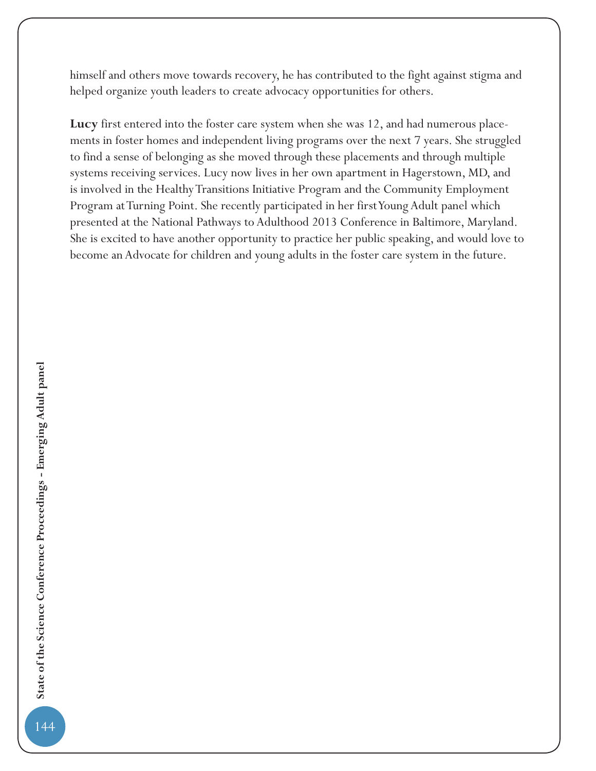himself and others move towards recovery, he has contributed to the fight against stigma and helped organize youth leaders to create advocacy opportunities for others.

**Lucy** first entered into the foster care system when she was 12, and had numerous placements in foster homes and independent living programs over the next 7 years. She struggled to find a sense of belonging as she moved through these placements and through multiple systems receiving services. Lucy now lives in her own apartment in Hagerstown, MD, and is involved in the Healthy Transitions Initiative Program and the Community Employment Program at Turning Point. She recently participated in her first Young Adult panel which presented at the National Pathways to Adulthood 2013 Conference in Baltimore, Maryland. She is excited to have another opportunity to practice her public speaking, and would love to become an Advocate for children and young adults in the foster care system in the future.